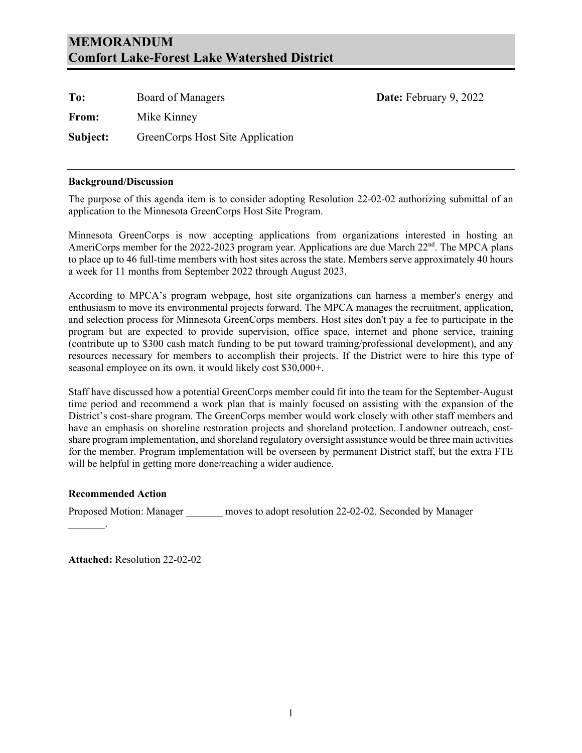# MEMORANDUM
# Comfort Lake-Forest Lake Watershed District

**To:** Board of Managers **Date:** February 9, 2022

**From:** Mike Kinney

**Subject:** GreenCorps Host Site Application

---

**Background/Discussion**

The purpose of this agenda item is to consider adopting Resolution 22-02-02 authorizing submittal of an application to the Minnesota GreenCorps Host Site Program.

Minnesota GreenCorps is now accepting applications from organizations interested in hosting an AmeriCorps member for the 2022-2023 program year. Applications are due March 22nd. The MPCA plans to place up to 46 full-time members with host sites across the state. Members serve approximately 40 hours a week for 11 months from September 2022 through August 2023.

According to MPCA's program webpage, host site organizations can harness a member's energy and enthusiasm to move its environmental projects forward. The MPCA manages the recruitment, application, and selection process for Minnesota GreenCorps members. Host sites don't pay a fee to participate in the program but are expected to provide supervision, office space, internet and phone service, training (contribute up to $300 cash match funding to be put toward training/professional development), and any resources necessary for members to accomplish their projects. If the District were to hire this type of seasonal employee on its own, it would likely cost $30,000+.

Staff have discussed how a potential GreenCorps member could fit into the team for the September-August time period and recommend a work plan that is mainly focused on assisting with the expansion of the District's cost-share program. The GreenCorps member would work closely with other staff members and have an emphasis on shoreline restoration projects and shoreland protection. Landowner outreach, cost-share program implementation, and shoreland regulatory oversight assistance would be three main activities for the member. Program implementation will be overseen by permanent District staff, but the extra FTE will be helpful in getting more done/reaching a wider audience.

**Recommended Action**

Proposed Motion: Manager _______ moves to adopt resolution 22-02-02. Seconded by Manager _______.

**Attached:** Resolution 22-02-02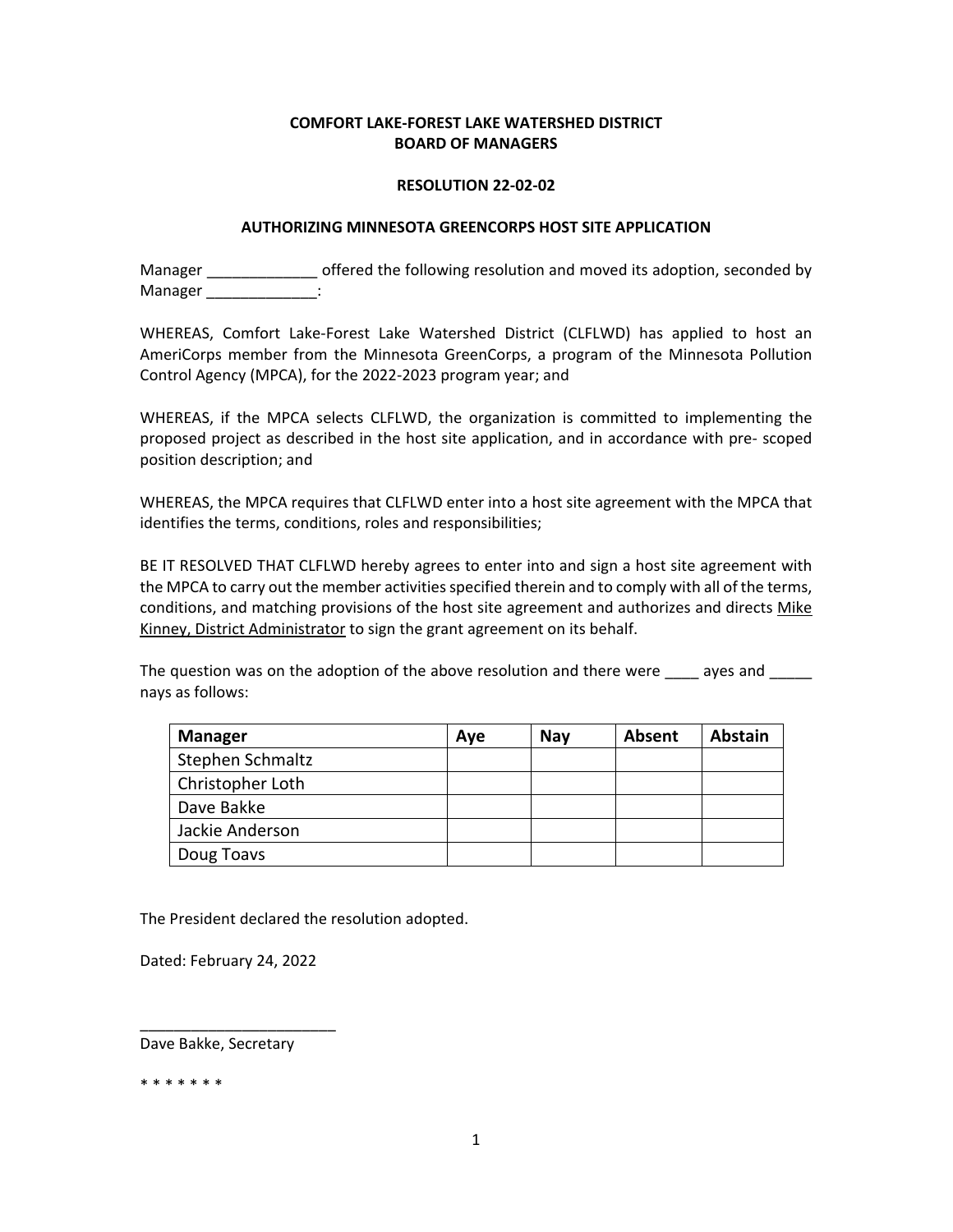**COMFORT LAKE-FOREST LAKE WATERSHED DISTRICT**
**BOARD OF MANAGERS**

**RESOLUTION 22-02-02**

**AUTHORIZING MINNESOTA GREENCORPS HOST SITE APPLICATION**

Manager _____________ offered the following resolution and moved its adoption, seconded by Manager _____________:

WHEREAS, Comfort Lake-Forest Lake Watershed District (CLFLWD) has applied to host an AmeriCorps member from the Minnesota GreenCorps, a program of the Minnesota Pollution Control Agency (MPCA), for the 2022-2023 program year; and

WHEREAS, if the MPCA selects CLFLWD, the organization is committed to implementing the proposed project as described in the host site application, and in accordance with pre- scoped position description; and

WHEREAS, the MPCA requires that CLFLWD enter into a host site agreement with the MPCA that identifies the terms, conditions, roles and responsibilities;

BE IT RESOLVED THAT CLFLWD hereby agrees to enter into and sign a host site agreement with the MPCA to carry out the member activities specified therein and to comply with all of the terms, conditions, and matching provisions of the host site agreement and authorizes and directs <u>Mike Kinney, District Administrator</u> to sign the grant agreement on its behalf.

The question was on the adoption of the above resolution and there were ____ ayes and _____ nays as follows:

| Manager | Aye | Nay | Absent | Abstain |
|---|---|---|---|---|
| Stephen Schmaltz | | | | |
| Christopher Loth | | | | |
| Dave Bakke | | | | |
| Jackie Anderson | | | | |
| Doug Toavs | | | | |

The President declared the resolution adopted.

Dated: February 24, 2022

________________________
Dave Bakke, Secretary

* * * * * * *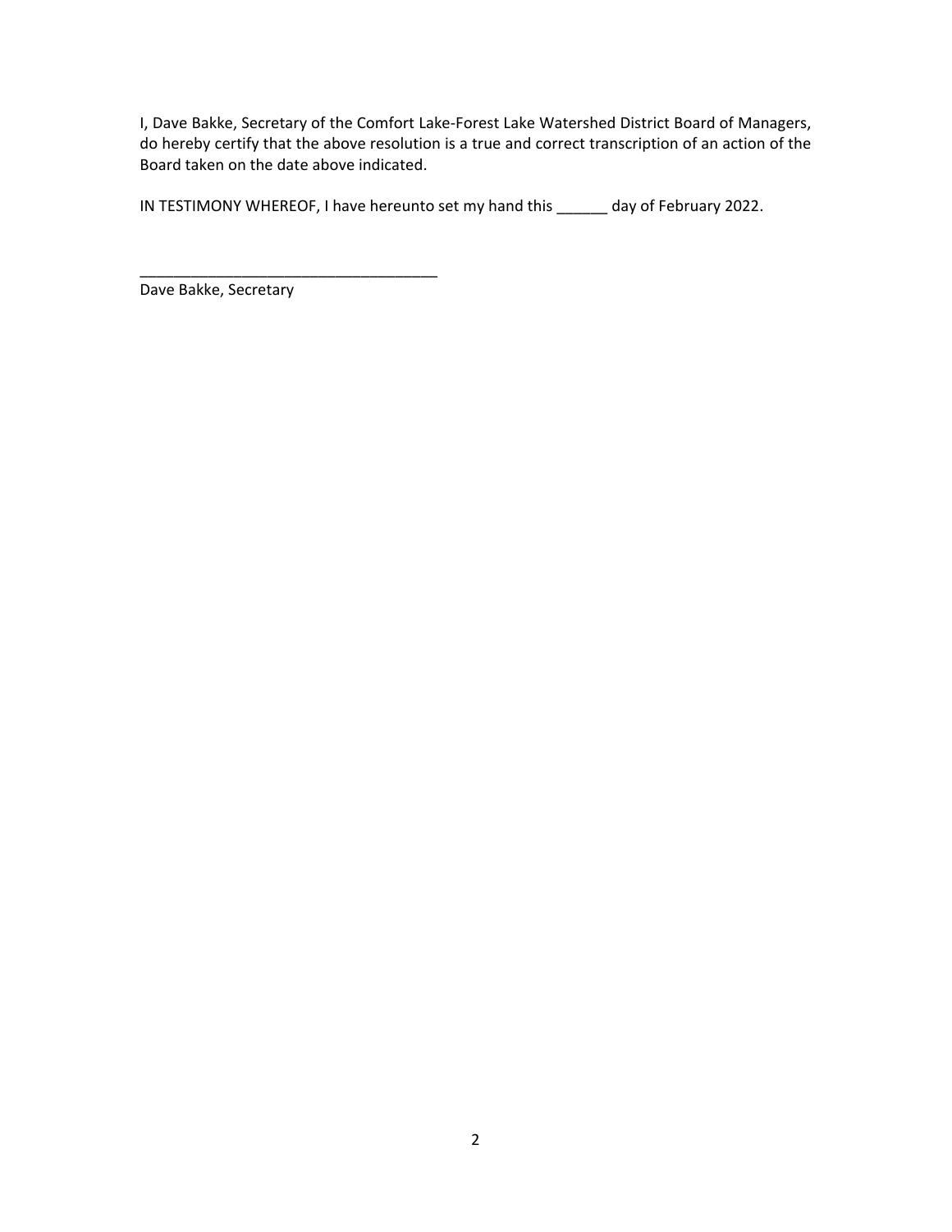I, Dave Bakke, Secretary of the Comfort Lake-Forest Lake Watershed District Board of Managers, do hereby certify that the above resolution is a true and correct transcription of an action of the Board taken on the date above indicated.

IN TESTIMONY WHEREOF, I have hereunto set my hand this ______ day of February 2022.

___________________________________
Dave Bakke, Secretary